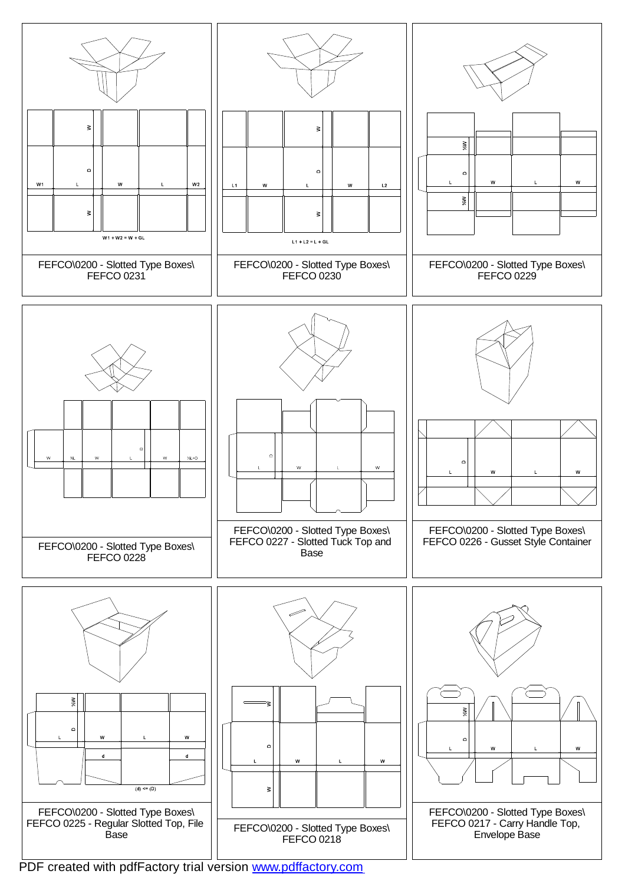W

D

W1 L W L W2

W

W1 + W2 = W + GL

FEFCO\0200 - Slotted Type Boxes\
FEFCO 0231

W

D

L1 W L W L2

W

L1 + L2 = L + GL

FEFCO\0200 - Slotted Type Boxes\
FEFCO 0230

½W

D

L W L W

½W

FEFCO\0200 - Slotted Type Boxes\
FEFCO 0229

D

W ½L W L W ½L+D

FEFCO\0200 - Slotted Type Boxes\
FEFCO 0228

D

L W L W

FEFCO\0200 - Slotted Type Boxes\
FEFCO 0227 - Slotted Tuck Top and Base

D

L W L W

FEFCO\0200 - Slotted Type Boxes\
FEFCO 0226 - Gusset Style Container

½W

D

L W L W

d d

(d) <= (D)

FEFCO\0200 - Slotted Type Boxes\
FEFCO 0225 - Regular Slotted Top, File Base

W

D

L W L W

W

FEFCO\0200 - Slotted Type Boxes\
FEFCO 0218

½W

D

L W L W

FEFCO\0200 - Slotted Type Boxes\
FEFCO 0217 - Carry Handle Top, Envelope Base

PDF created with pdfFactory trial version www.pdffactory.com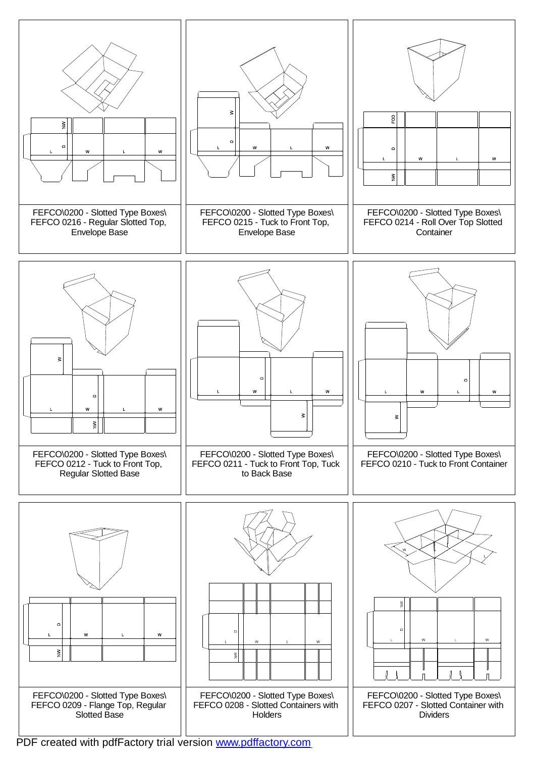FEFCO\0200 - Slotted Type Boxes\
FEFCO 0216 - Regular Slotted Top, Envelope Base

FEFCO\0200 - Slotted Type Boxes\
FEFCO 0215 - Tuck to Front Top, Envelope Base

FEFCO\0200 - Slotted Type Boxes\
FEFCO 0214 - Roll Over Top Slotted Container

FEFCO\0200 - Slotted Type Boxes\
FEFCO 0212 - Tuck to Front Top, Regular Slotted Base

FEFCO\0200 - Slotted Type Boxes\
FEFCO 0211 - Tuck to Front Top, Tuck to Back Base

FEFCO\0200 - Slotted Type Boxes\
FEFCO 0210 - Tuck to Front Container

FEFCO\0200 - Slotted Type Boxes\
FEFCO 0209 - Flange Top, Regular Slotted Base

FEFCO\0200 - Slotted Type Boxes\
FEFCO 0208 - Slotted Containers with Holders

FEFCO\0200 - Slotted Type Boxes\
FEFCO 0207 - Slotted Container with Dividers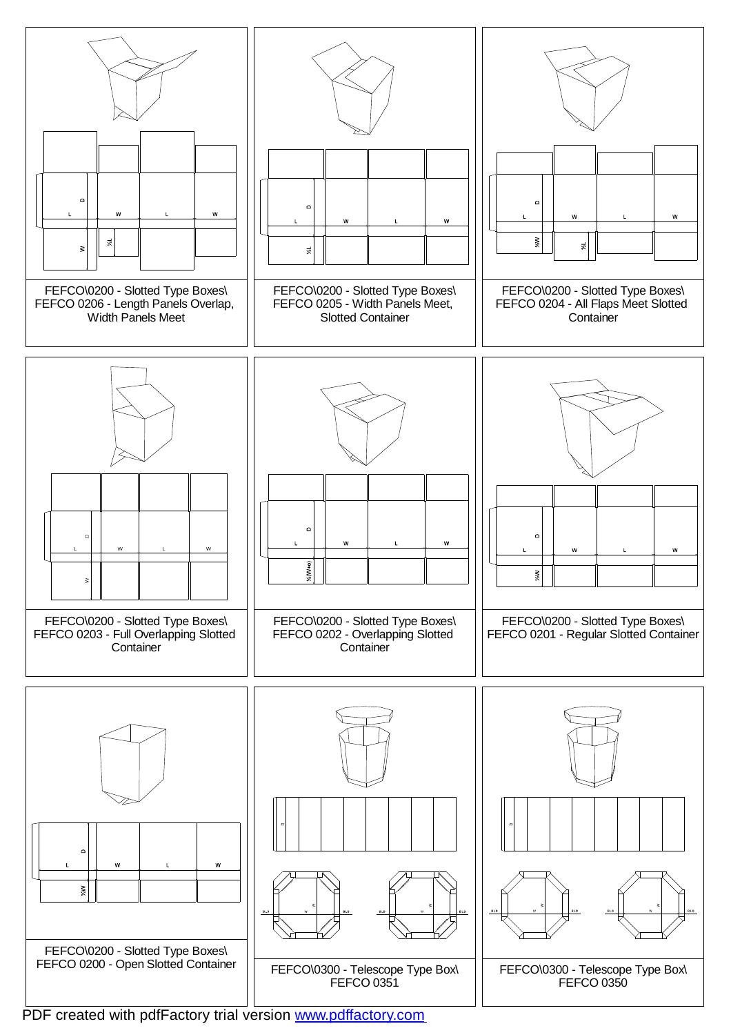FEFCO\0200 - Slotted Type Boxes\
FEFCO 0206 - Length Panels Overlap, Width Panels Meet

FEFCO\0200 - Slotted Type Boxes\
FEFCO 0205 - Width Panels Meet, Slotted Container

FEFCO\0200 - Slotted Type Boxes\
FEFCO 0204 - All Flaps Meet Slotted Container

FEFCO\0200 - Slotted Type Boxes\
FEFCO 0203 - Full Overlapping Slotted Container

FEFCO\0200 - Slotted Type Boxes\
FEFCO 0202 - Overlapping Slotted Container

FEFCO\0200 - Slotted Type Boxes\
FEFCO 0201 - Regular Slotted Container

FEFCO\0200 - Slotted Type Boxes\
FEFCO 0200 - Open Slotted Container

FEFCO\0300 - Telescope Type Box\
FEFCO 0351

FEFCO\0300 - Telescope Type Box\
FEFCO 0350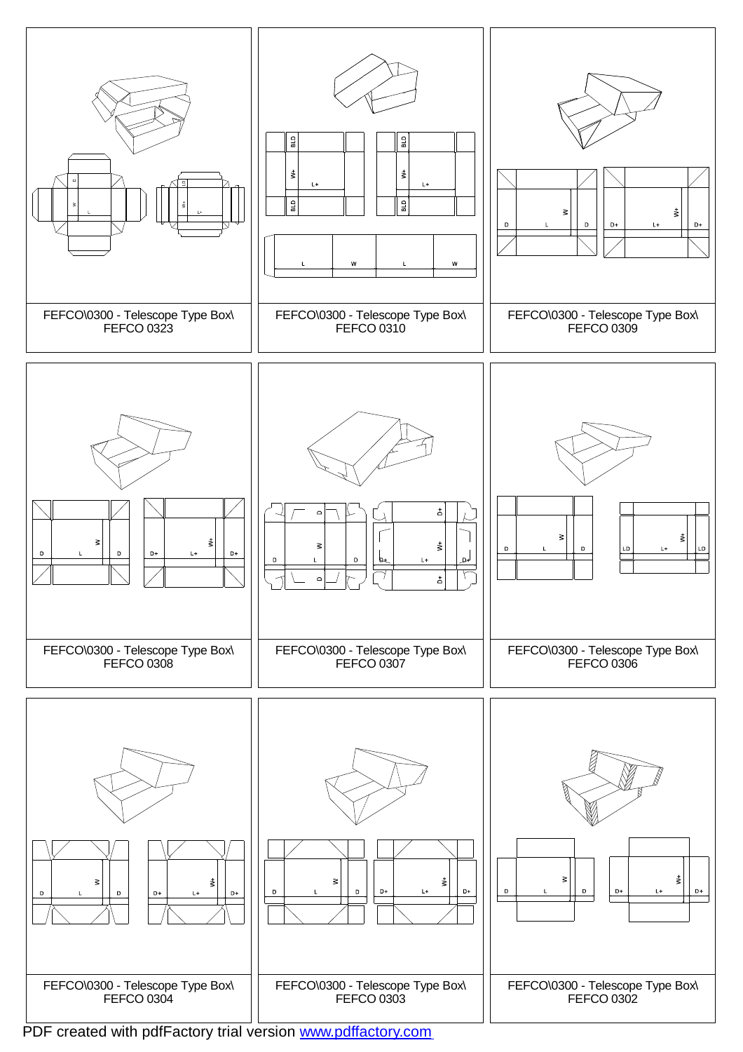FEFCO\0300 - Telescope Type Box\
FEFCO 0323

FEFCO\0300 - Telescope Type Box\
FEFCO 0310

FEFCO\0300 - Telescope Type Box\
FEFCO 0309

FEFCO\0300 - Telescope Type Box\
FEFCO 0308

FEFCO\0300 - Telescope Type Box\
FEFCO 0307

FEFCO\0300 - Telescope Type Box\
FEFCO 0306

FEFCO\0300 - Telescope Type Box\
FEFCO 0304

FEFCO\0300 - Telescope Type Box\
FEFCO 0303

FEFCO\0300 - Telescope Type Box\
FEFCO 0302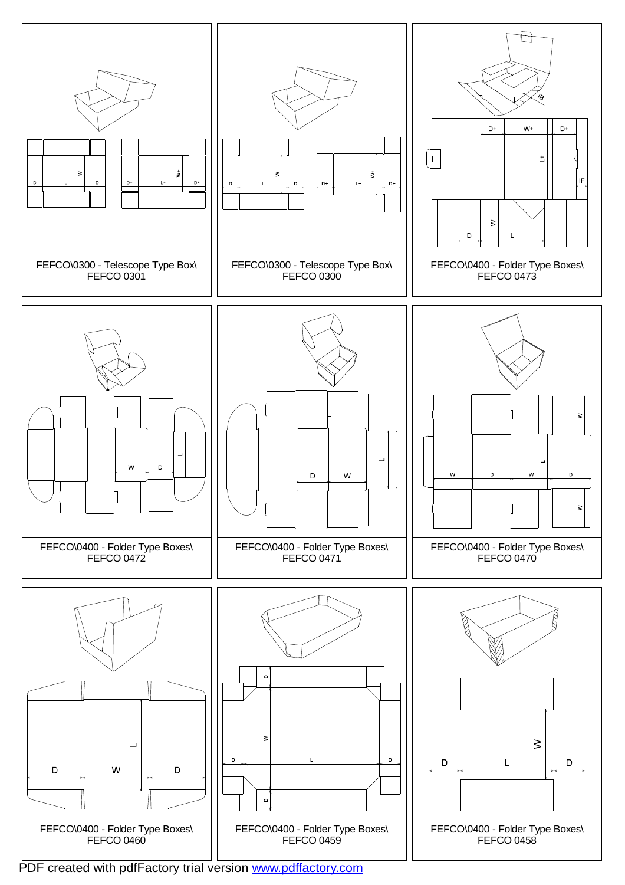FEFCO\0300 - Telescope Type Box\
FEFCO 0301

FEFCO\0300 - Telescope Type Box\
FEFCO 0300

FEFCO\0400 - Folder Type Boxes\
FEFCO 0473

FEFCO\0400 - Folder Type Boxes\
FEFCO 0472

FEFCO\0400 - Folder Type Boxes\
FEFCO 0471

FEFCO\0400 - Folder Type Boxes\
FEFCO 0470

FEFCO\0400 - Folder Type Boxes\
FEFCO 0460

FEFCO\0400 - Folder Type Boxes\
FEFCO 0459

FEFCO\0400 - Folder Type Boxes\
FEFCO 0458

PDF created with pdfFactory trial version [www.pdffactory.com](http://www.pdffactory.com)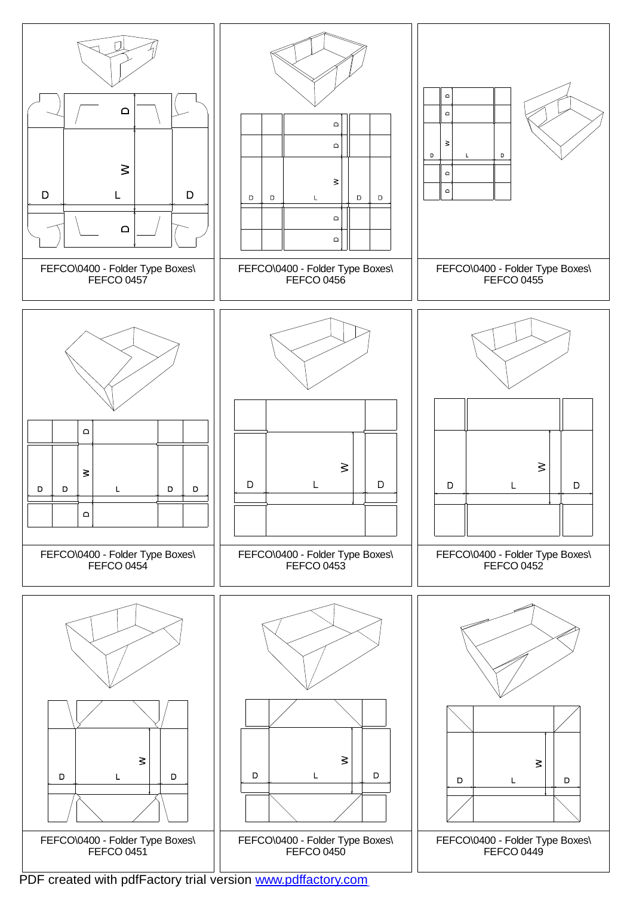D

W

D L D

D

FEFCO\0400 - Folder Type Boxes\
FEFCO 0457

D

D

W

D D L D D

D

D

FEFCO\0400 - Folder Type Boxes\
FEFCO 0456

D

D

W

D L D

D

D

FEFCO\0400 - Folder Type Boxes\
FEFCO 0455

D

W

D D L D D

D

FEFCO\0400 - Folder Type Boxes\
FEFCO 0454

W

D L D

FEFCO\0400 - Folder Type Boxes\
FEFCO 0453

W

D L D

FEFCO\0400 - Folder Type Boxes\
FEFCO 0452

W

D L D

FEFCO\0400 - Folder Type Boxes\
FEFCO 0451

W

D L D

FEFCO\0400 - Folder Type Boxes\
FEFCO 0450

W

D L D

FEFCO\0400 - Folder Type Boxes\
FEFCO 0449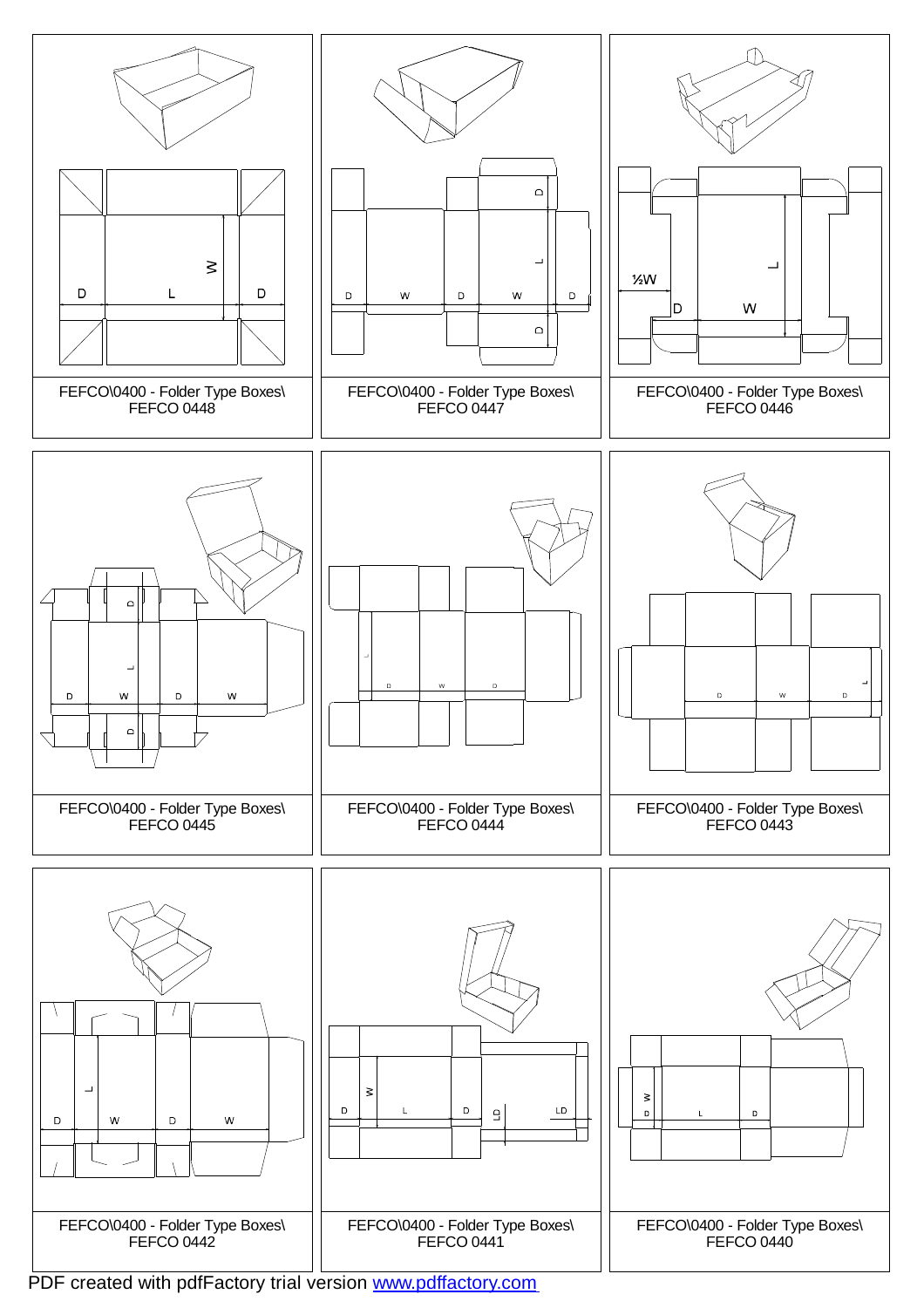FEFCO\0400 - Folder Type Boxes\
FEFCO 0448

FEFCO\0400 - Folder Type Boxes\
FEFCO 0447

FEFCO\0400 - Folder Type Boxes\
FEFCO 0446

FEFCO\0400 - Folder Type Boxes\
FEFCO 0445

FEFCO\0400 - Folder Type Boxes\
FEFCO 0444

FEFCO\0400 - Folder Type Boxes\
FEFCO 0443

FEFCO\0400 - Folder Type Boxes\
FEFCO 0442

FEFCO\0400 - Folder Type Boxes\
FEFCO 0441

FEFCO\0400 - Folder Type Boxes\
FEFCO 0440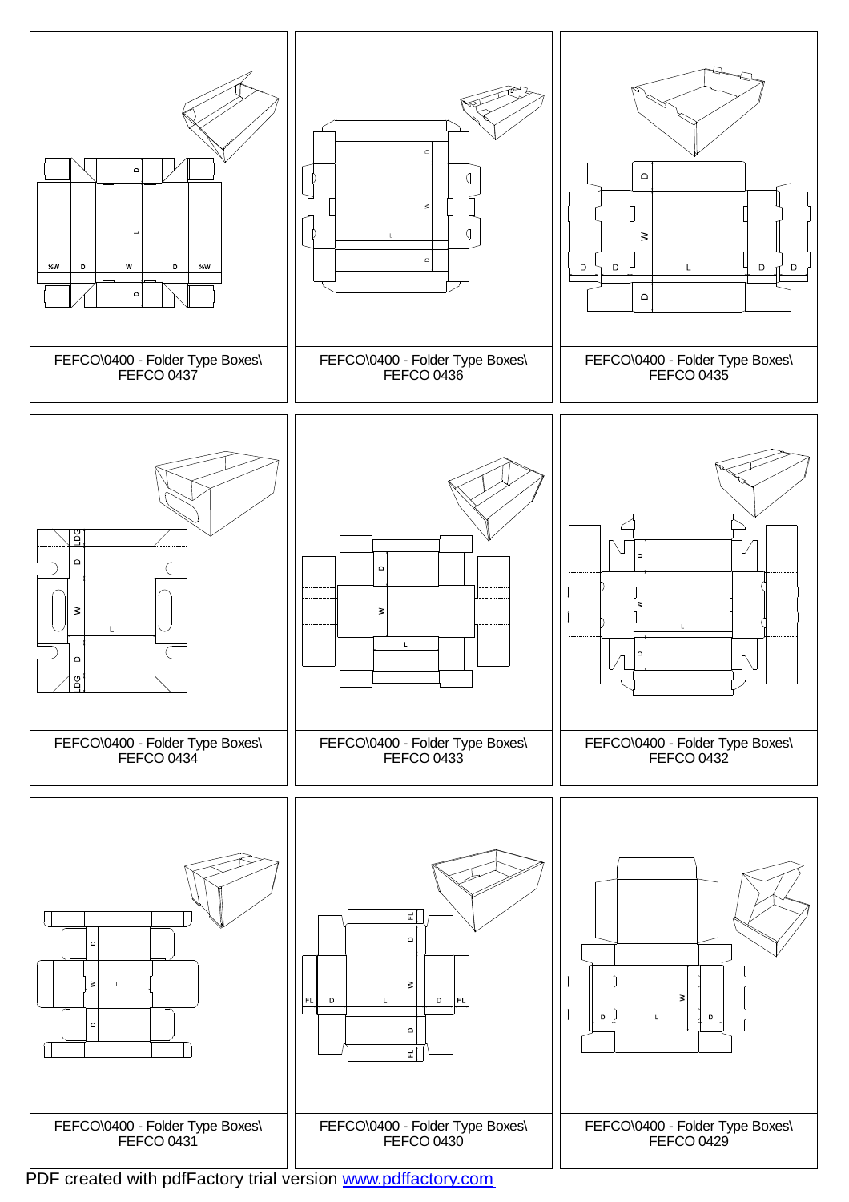FEFCO\0400 - Folder Type Boxes\
FEFCO 0437

FEFCO\0400 - Folder Type Boxes\
FEFCO 0436

FEFCO\0400 - Folder Type Boxes\
FEFCO 0435

FEFCO\0400 - Folder Type Boxes\
FEFCO 0434

FEFCO\0400 - Folder Type Boxes\
FEFCO 0433

FEFCO\0400 - Folder Type Boxes\
FEFCO 0432

FEFCO\0400 - Folder Type Boxes\
FEFCO 0431

FEFCO\0400 - Folder Type Boxes\
FEFCO 0430

FEFCO\0400 - Folder Type Boxes\
FEFCO 0429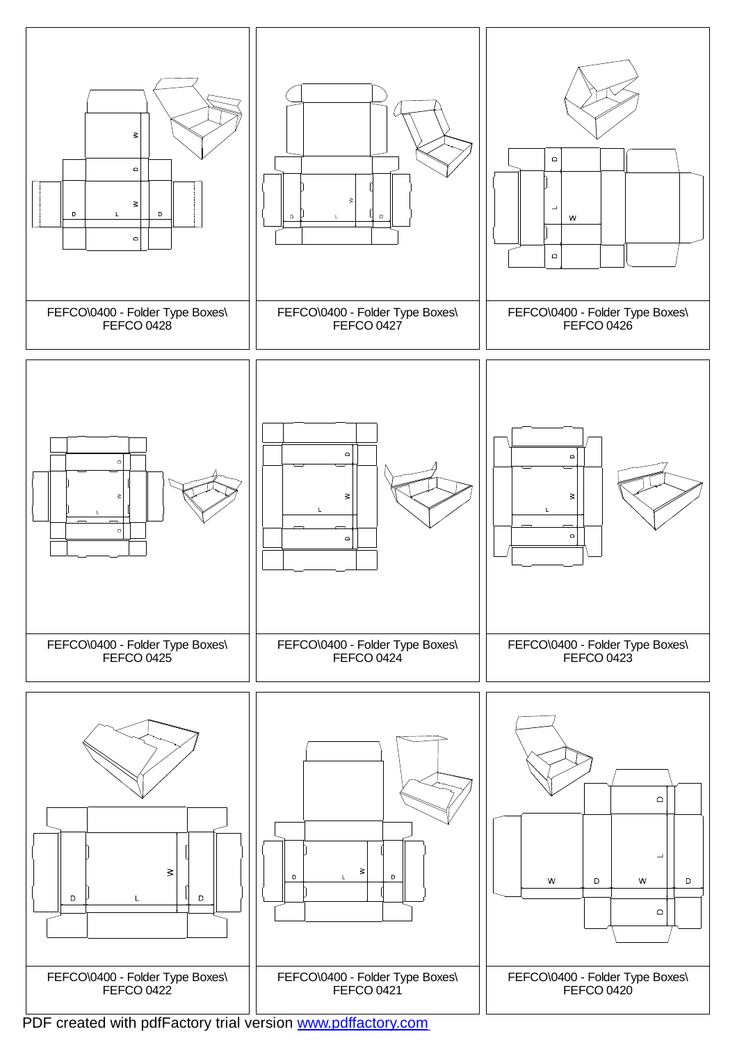FEFCO\0400 - Folder Type Boxes\
FEFCO 0428

FEFCO\0400 - Folder Type Boxes\
FEFCO 0427

FEFCO\0400 - Folder Type Boxes\
FEFCO 0426

FEFCO\0400 - Folder Type Boxes\
FEFCO 0425

FEFCO\0400 - Folder Type Boxes\
FEFCO 0424

FEFCO\0400 - Folder Type Boxes\
FEFCO 0423

FEFCO\0400 - Folder Type Boxes\
FEFCO 0422

FEFCO\0400 - Folder Type Boxes\
FEFCO 0421

FEFCO\0400 - Folder Type Boxes\
FEFCO 0420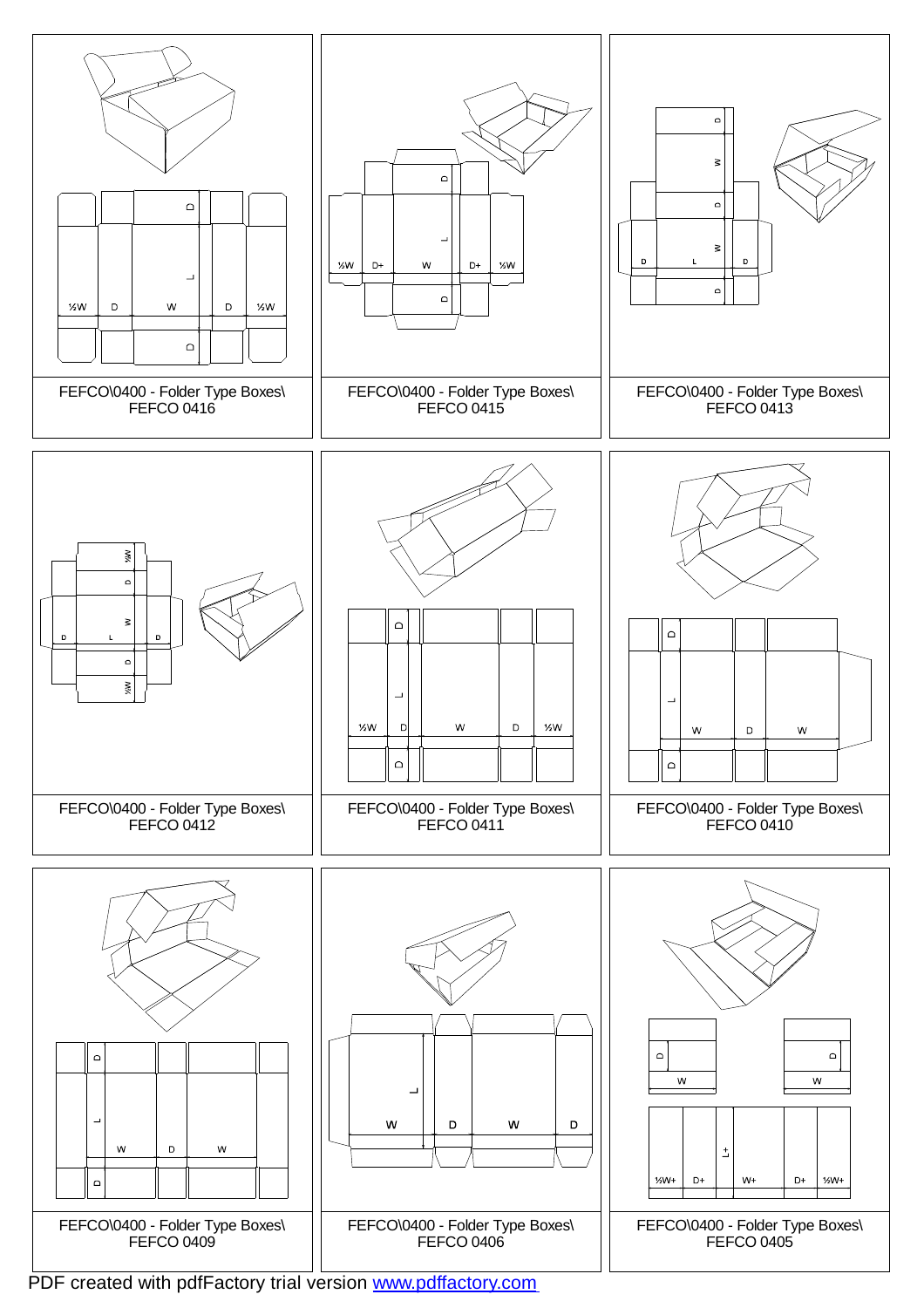FEFCO\0400 - Folder Type Boxes\
FEFCO 0416

FEFCO\0400 - Folder Type Boxes\
FEFCO 0415

FEFCO\0400 - Folder Type Boxes\
FEFCO 0413

FEFCO\0400 - Folder Type Boxes\
FEFCO 0412

FEFCO\0400 - Folder Type Boxes\
FEFCO 0411

FEFCO\0400 - Folder Type Boxes\
FEFCO 0410

FEFCO\0400 - Folder Type Boxes\
FEFCO 0409

FEFCO\0400 - Folder Type Boxes\
FEFCO 0406

FEFCO\0400 - Folder Type Boxes\
FEFCO 0405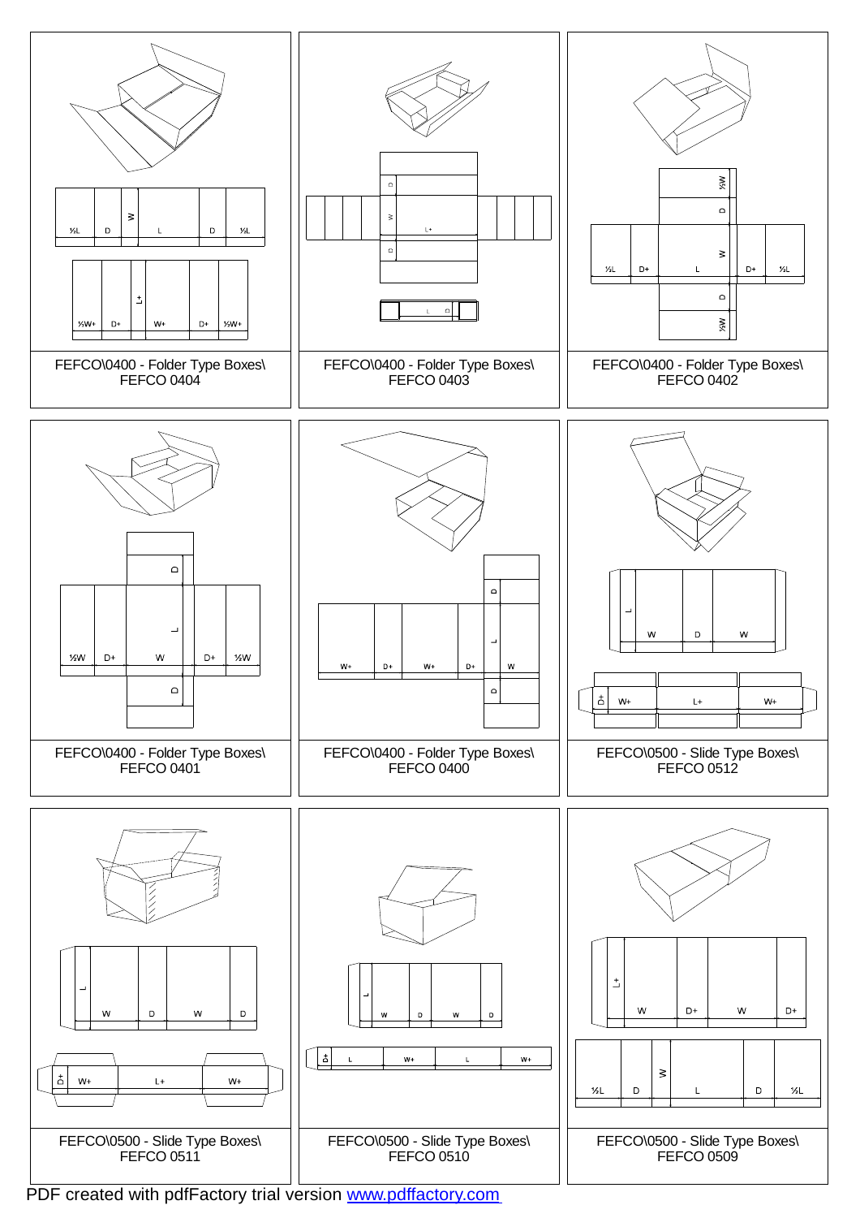½L D W L D ½L

½W+ D+ L+ W+ D+ ½W+

FEFCO\0400 - Folder Type Boxes\
FEFCO 0404

D W L+ D

L D

FEFCO\0400 - Folder Type Boxes\
FEFCO 0403

½W D W ½L D+ L D+ ½L D ½W

FEFCO\0400 - Folder Type Boxes\
FEFCO 0402

D L ½W D+ W D+ ½W D

FEFCO\0400 - Folder Type Boxes\
FEFCO 0401

D L W+ D+ W+ D+ W D

FEFCO\0400 - Folder Type Boxes\
FEFCO 0400

L W D W

D+ W+ L+ W+

FEFCO\0500 - Slide Type Boxes\
FEFCO 0512

L W D W D

D+ W+ L+ W+

FEFCO\0500 - Slide Type Boxes\
FEFCO 0511

L W D W D

D+ L W+ L W+

FEFCO\0500 - Slide Type Boxes\
FEFCO 0510

L+ W D+ W D+

W ½L D L D ½L

FEFCO\0500 - Slide Type Boxes\
FEFCO 0509

PDF created with pdfFactory trial version www.pdffactory.com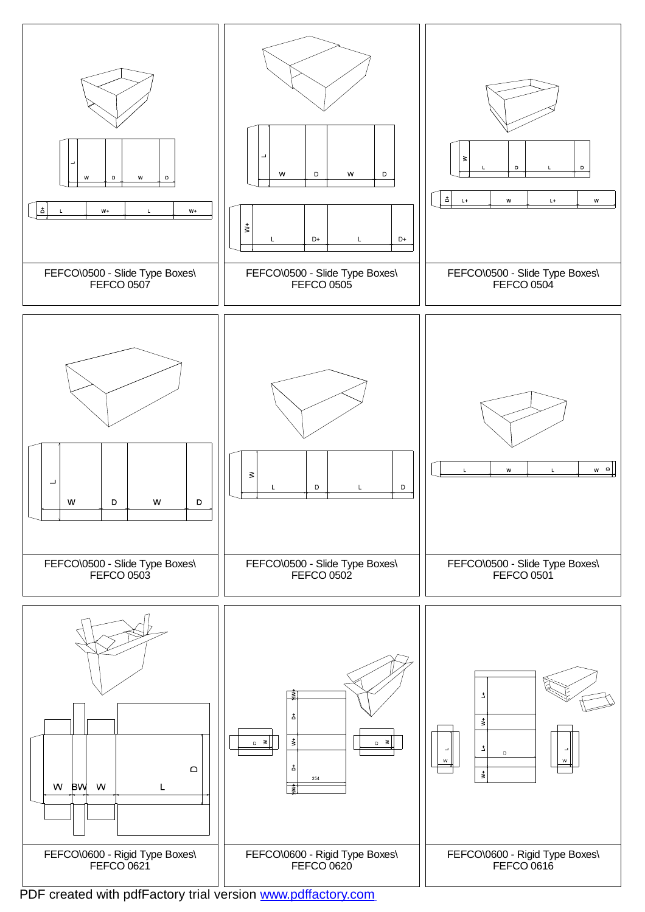FEFCO\0500 - Slide Type Boxes\
FEFCO 0507

FEFCO\0500 - Slide Type Boxes\
FEFCO 0505

FEFCO\0500 - Slide Type Boxes\
FEFCO 0504

FEFCO\0500 - Slide Type Boxes\
FEFCO 0503

FEFCO\0500 - Slide Type Boxes\
FEFCO 0502

FEFCO\0500 - Slide Type Boxes\
FEFCO 0501

FEFCO\0600 - Rigid Type Boxes\
FEFCO 0621

FEFCO\0600 - Rigid Type Boxes\
FEFCO 0620

FEFCO\0600 - Rigid Type Boxes\
FEFCO 0616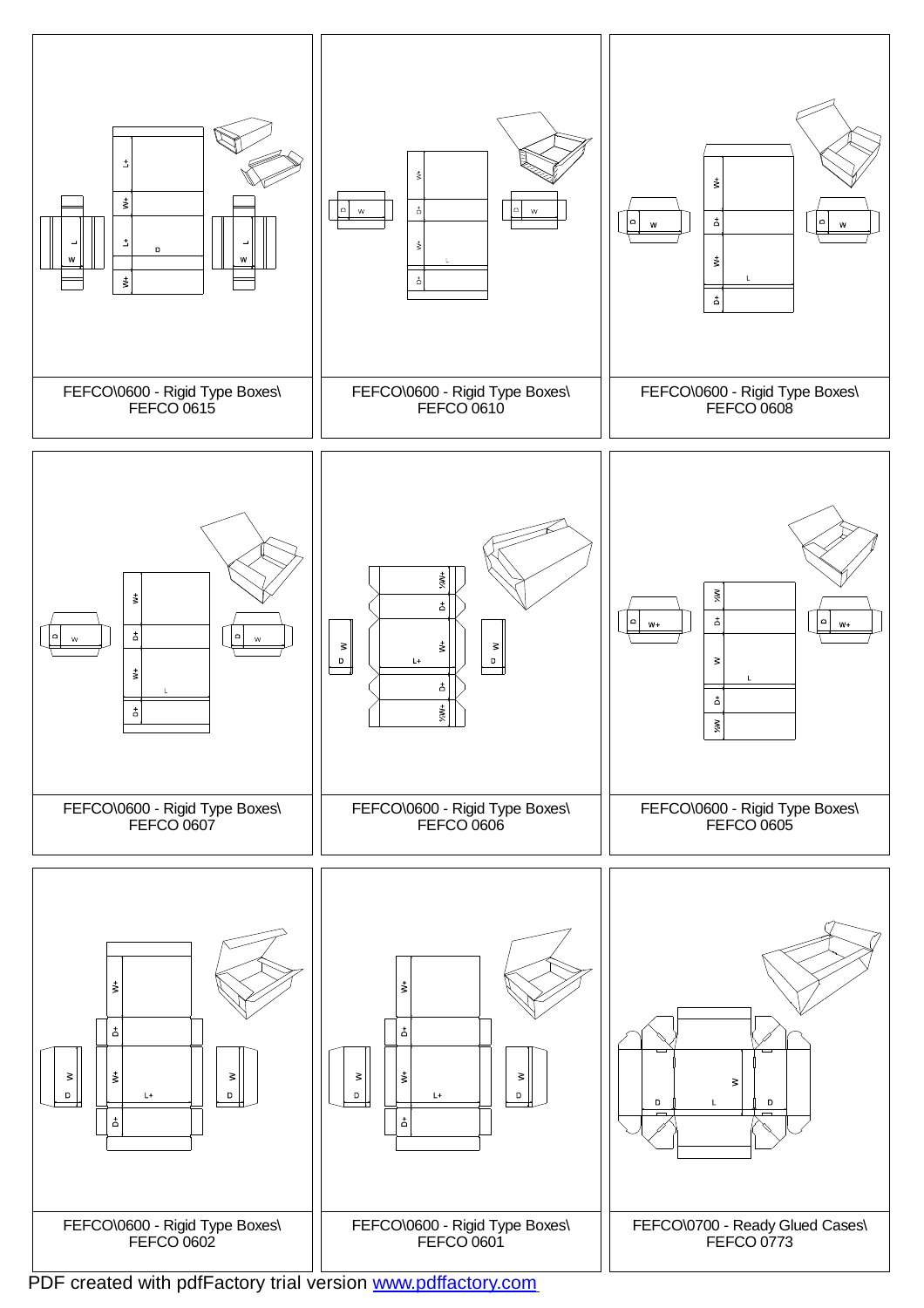FEFCO\0600 - Rigid Type Boxes\
FEFCO 0615

FEFCO\0600 - Rigid Type Boxes\
FEFCO 0610

FEFCO\0600 - Rigid Type Boxes\
FEFCO 0608

FEFCO\0600 - Rigid Type Boxes\
FEFCO 0607

FEFCO\0600 - Rigid Type Boxes\
FEFCO 0606

FEFCO\0600 - Rigid Type Boxes\
FEFCO 0605

FEFCO\0600 - Rigid Type Boxes\
FEFCO 0602

FEFCO\0600 - Rigid Type Boxes\
FEFCO 0601

FEFCO\0700 - Ready Glued Cases\
FEFCO 0773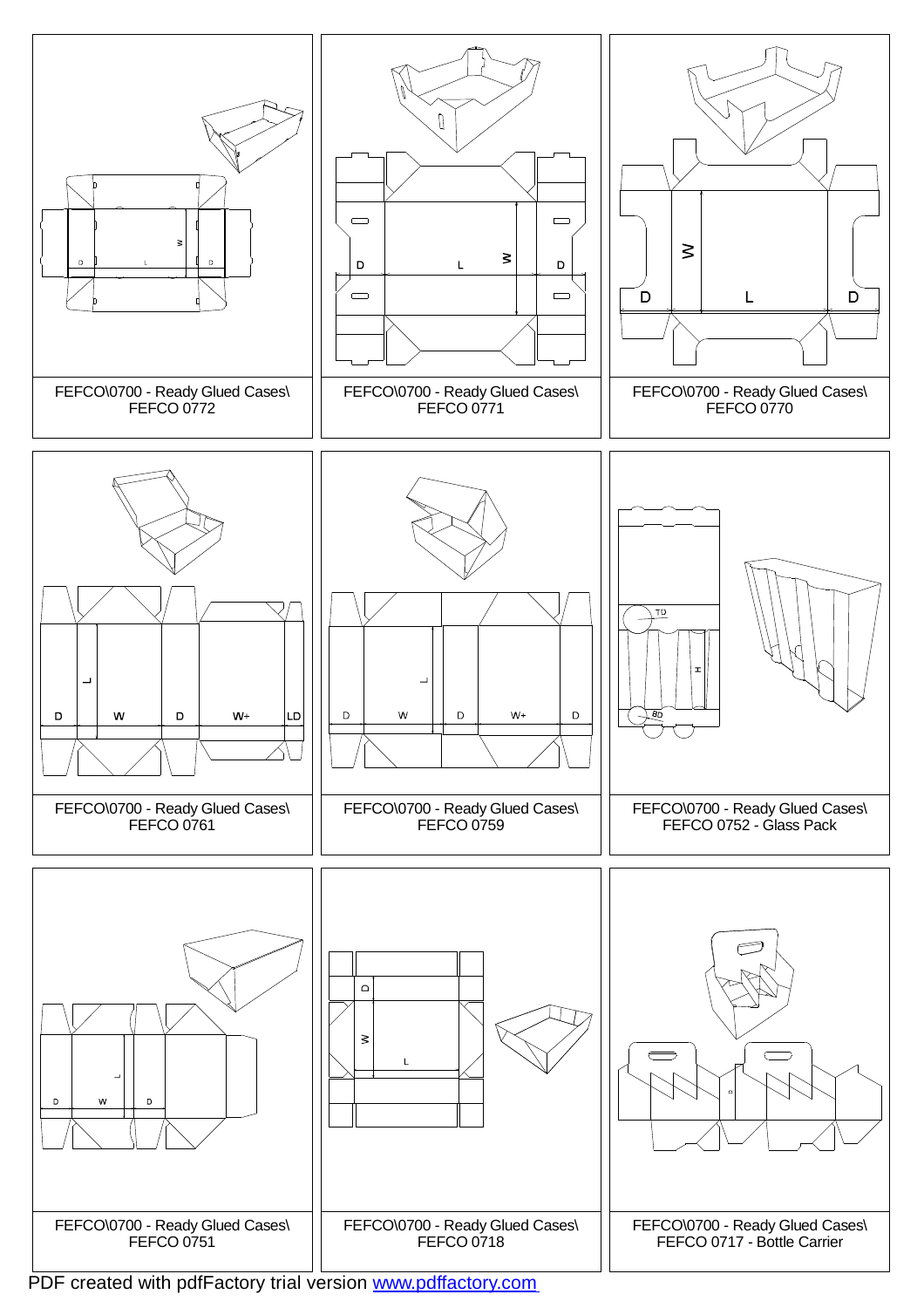FEFCO\0700 - Ready Glued Cases\
FEFCO 0772

FEFCO\0700 - Ready Glued Cases\
FEFCO 0771

FEFCO\0700 - Ready Glued Cases\
FEFCO 0770

FEFCO\0700 - Ready Glued Cases\
FEFCO 0761

FEFCO\0700 - Ready Glued Cases\
FEFCO 0759

FEFCO\0700 - Ready Glued Cases\
FEFCO 0752 - Glass Pack

FEFCO\0700 - Ready Glued Cases\
FEFCO 0751

FEFCO\0700 - Ready Glued Cases\
FEFCO 0718

FEFCO\0700 - Ready Glued Cases\
FEFCO 0717 - Bottle Carrier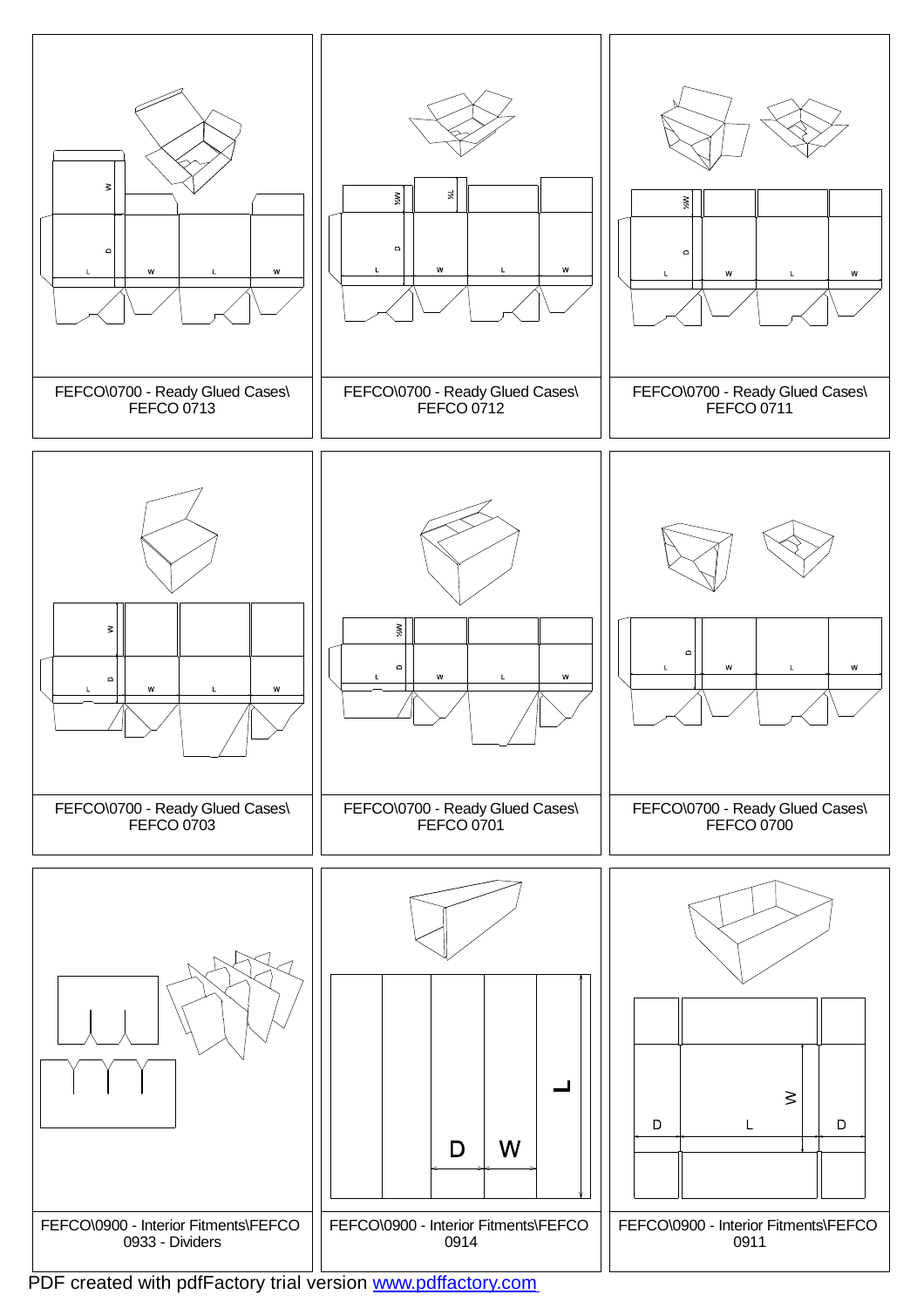FEFCO\0700 - Ready Glued Cases\ FEFCO 0713

FEFCO\0700 - Ready Glued Cases\ FEFCO 0712

FEFCO\0700 - Ready Glued Cases\ FEFCO 0711

FEFCO\0700 - Ready Glued Cases\ FEFCO 0703

FEFCO\0700 - Ready Glued Cases\ FEFCO 0701

FEFCO\0700 - Ready Glued Cases\ FEFCO 0700

FEFCO\0900 - Interior Fitments\FEFCO 0933 - Dividers

FEFCO\0900 - Interior Fitments\FEFCO 0914

FEFCO\0900 - Interior Fitments\FEFCO 0911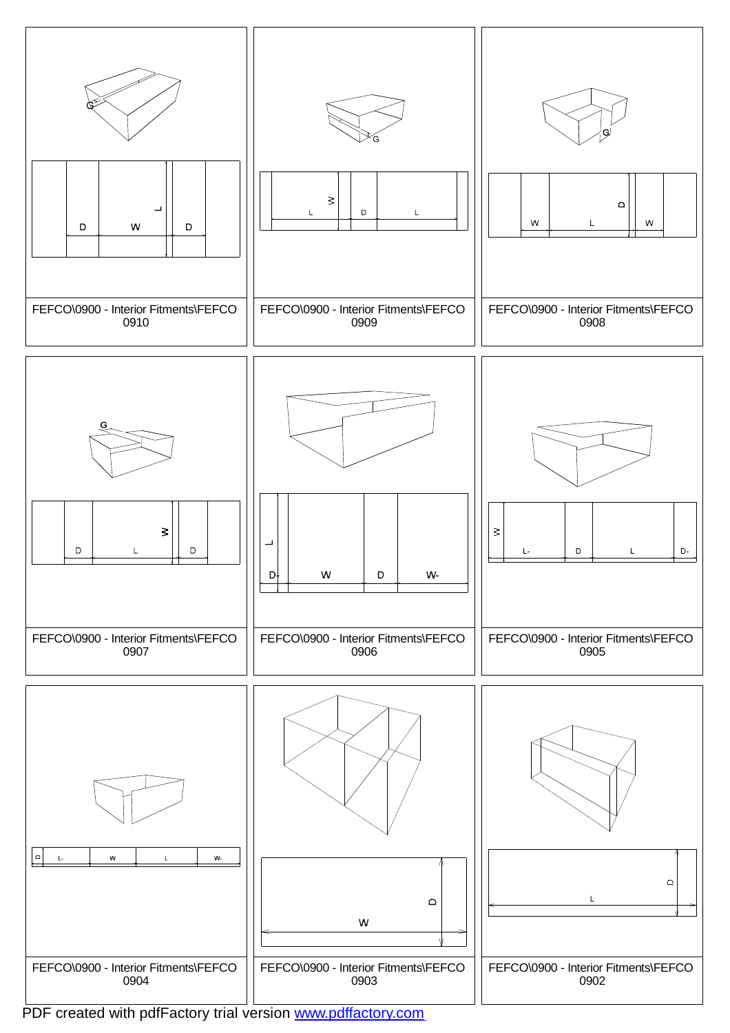FEFCO\0900 - Interior Fitments\FEFCO 0910

FEFCO\0900 - Interior Fitments\FEFCO 0909

FEFCO\0900 - Interior Fitments\FEFCO 0908

FEFCO\0900 - Interior Fitments\FEFCO 0907

FEFCO\0900 - Interior Fitments\FEFCO 0906

FEFCO\0900 - Interior Fitments\FEFCO 0905

FEFCO\0900 - Interior Fitments\FEFCO 0904

FEFCO\0900 - Interior Fitments\FEFCO 0903

FEFCO\0900 - Interior Fitments\FEFCO 0902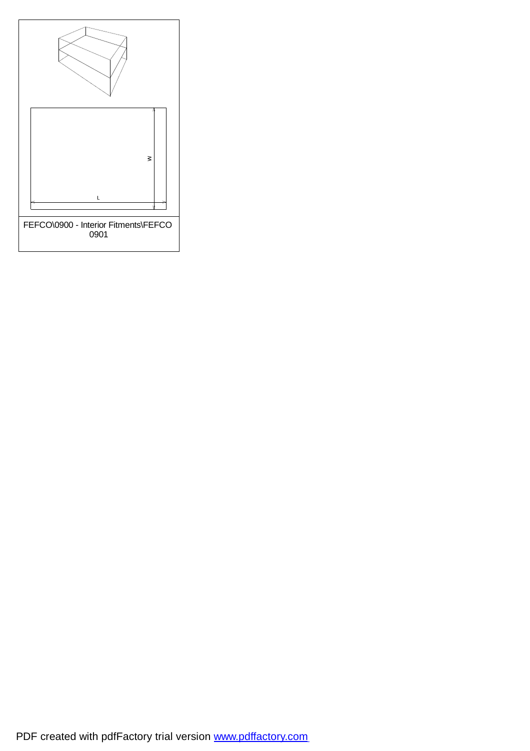W

L

FEFCO\0900 - Interior Fitments\FEFCO 0901